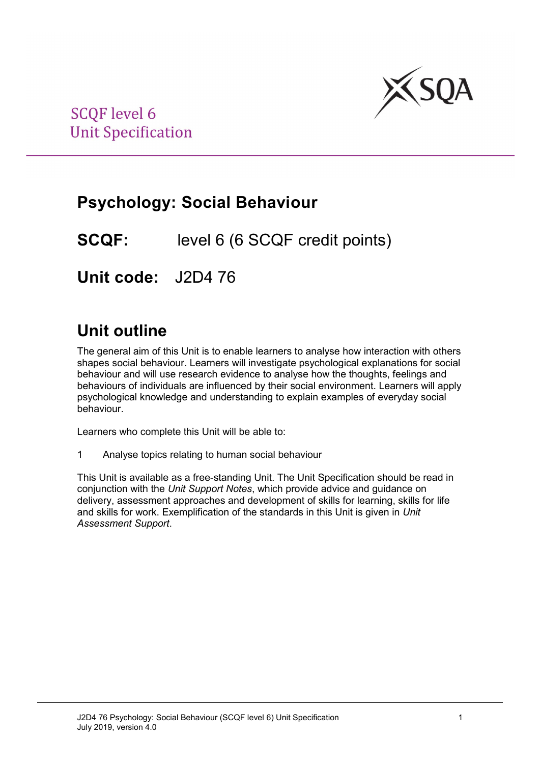SCQF level 6
Unit Specification

# Psychology: Social Behaviour

**SCQF:** level 6 (6 SCQF credit points)

**Unit code:** J2D4 76

## Unit outline

The general aim of this Unit is to enable learners to analyse how interaction with others shapes social behaviour. Learners will investigate psychological explanations for social behaviour and will use research evidence to analyse how the thoughts, feelings and behaviours of individuals are influenced by their social environment. Learners will apply psychological knowledge and understanding to explain examples of everyday social behaviour.

Learners who complete this Unit will be able to:

1 Analyse topics relating to human social behaviour

This Unit is available as a free-standing Unit. The Unit Specification should be read in conjunction with the *Unit Support Notes*, which provide advice and guidance on delivery, assessment approaches and development of skills for learning, skills for life and skills for work. Exemplification of the standards in this Unit is given in *Unit Assessment Support*.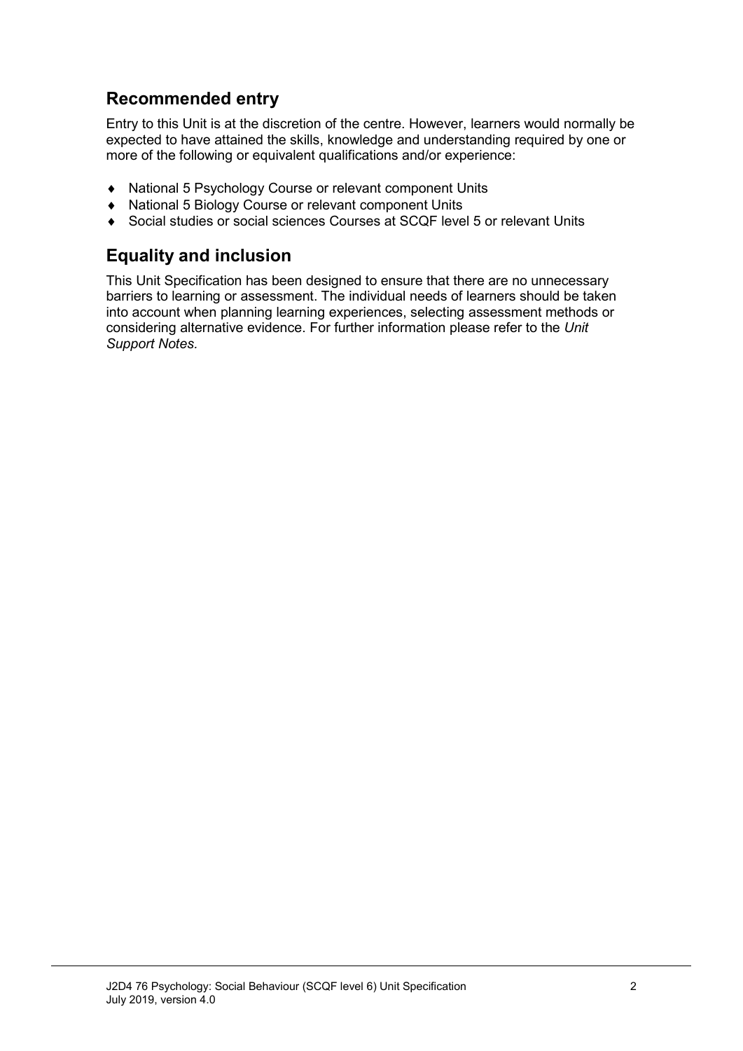## Recommended entry

Entry to this Unit is at the discretion of the centre. However, learners would normally be expected to have attained the skills, knowledge and understanding required by one or more of the following or equivalent qualifications and/or experience:

- National 5 Psychology Course or relevant component Units
- National 5 Biology Course or relevant component Units
- Social studies or social sciences Courses at SCQF level 5 or relevant Units

## Equality and inclusion

This Unit Specification has been designed to ensure that there are no unnecessary barriers to learning or assessment. The individual needs of learners should be taken into account when planning learning experiences, selecting assessment methods or considering alternative evidence. For further information please refer to the *Unit Support Notes.*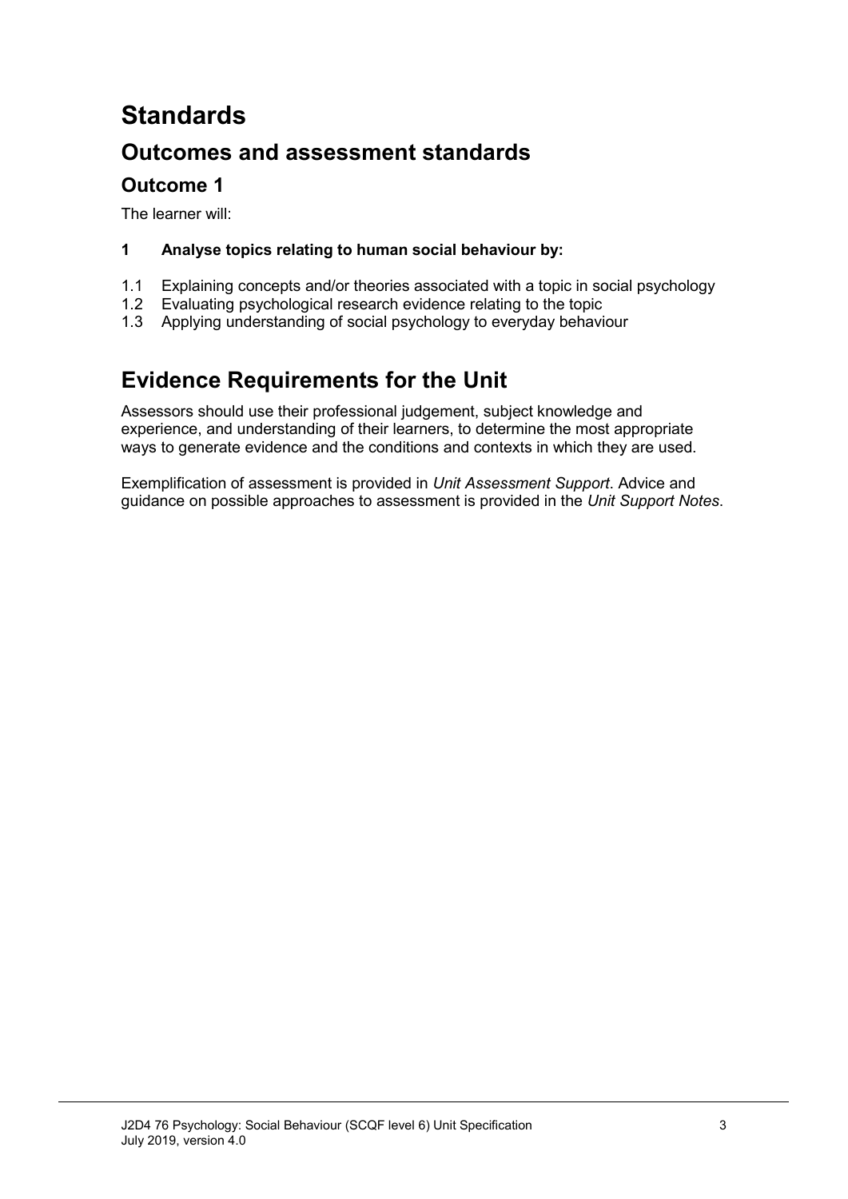# Standards

## Outcomes and assessment standards

### Outcome 1

The learner will:

**1 Analyse topics relating to human social behaviour by:**

1.1 Explaining concepts and/or theories associated with a topic in social psychology
1.2 Evaluating psychological research evidence relating to the topic
1.3 Applying understanding of social psychology to everyday behaviour

## Evidence Requirements for the Unit

Assessors should use their professional judgement, subject knowledge and experience, and understanding of their learners, to determine the most appropriate ways to generate evidence and the conditions and contexts in which they are used.

Exemplification of assessment is provided in *Unit Assessment Support*. Advice and guidance on possible approaches to assessment is provided in the *Unit Support Notes*.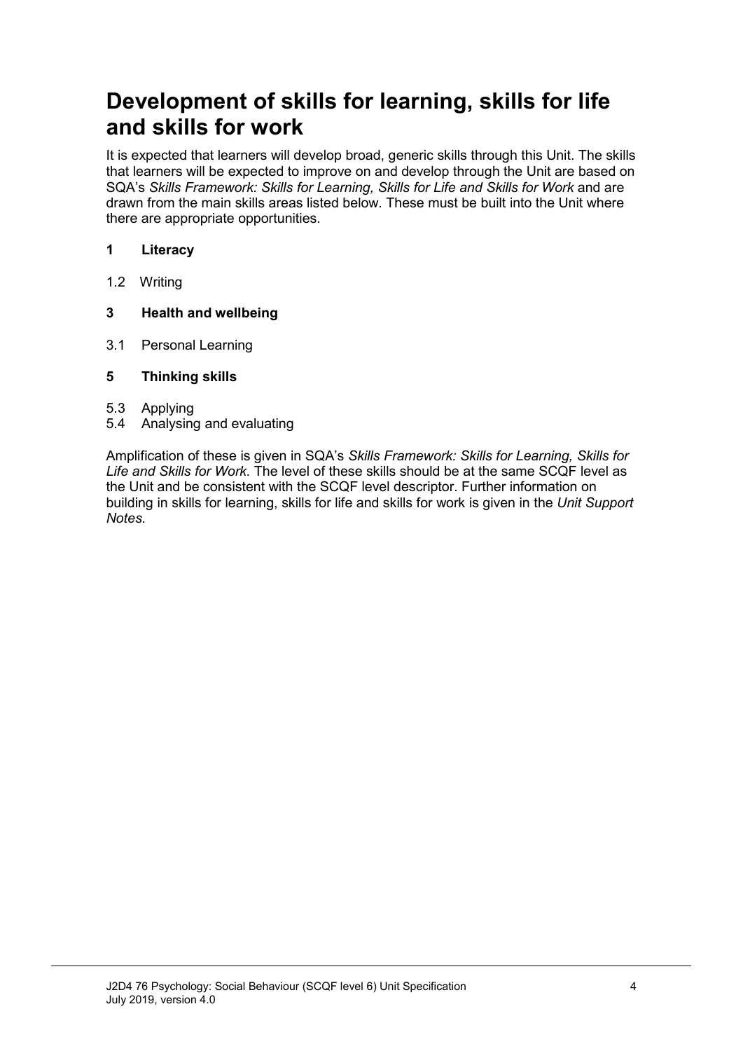# Development of skills for learning, skills for life and skills for work

It is expected that learners will develop broad, generic skills through this Unit. The skills that learners will be expected to improve on and develop through the Unit are based on SQA's *Skills Framework: Skills for Learning, Skills for Life and Skills for Work* and are drawn from the main skills areas listed below. These must be built into the Unit where there are appropriate opportunities.

**1 Literacy**

1.2 Writing

**3 Health and wellbeing**

3.1 Personal Learning

**5 Thinking skills**

5.3 Applying
5.4 Analysing and evaluating

Amplification of these is given in SQA's *Skills Framework: Skills for Learning, Skills for Life and Skills for Work*. The level of these skills should be at the same SCQF level as the Unit and be consistent with the SCQF level descriptor. Further information on building in skills for learning, skills for life and skills for work is given in the *Unit Support Notes.*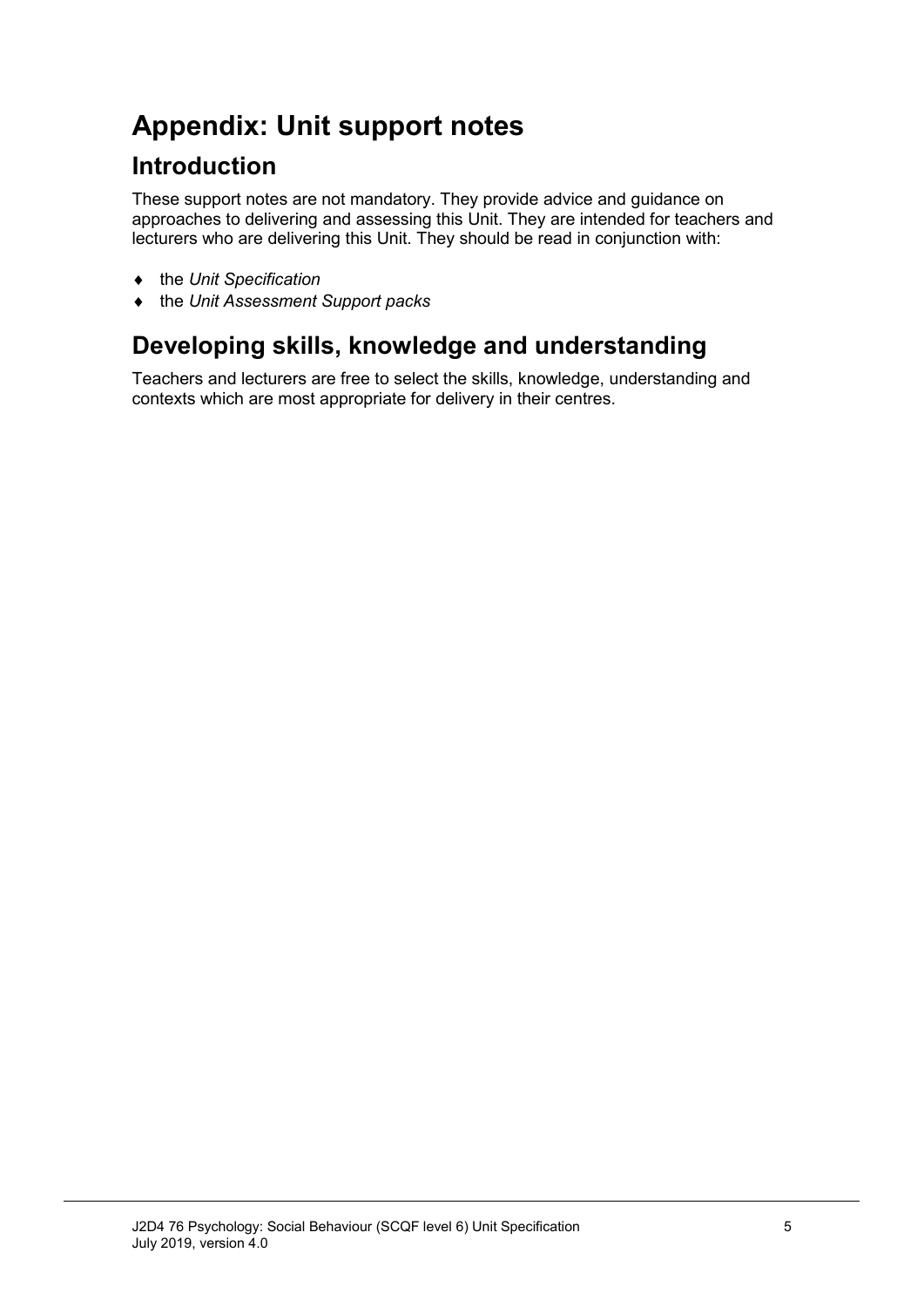# Appendix: Unit support notes

## Introduction

These support notes are not mandatory. They provide advice and guidance on approaches to delivering and assessing this Unit. They are intended for teachers and lecturers who are delivering this Unit. They should be read in conjunction with:

- the *Unit Specification*
- the *Unit Assessment Support packs*

## Developing skills, knowledge and understanding

Teachers and lecturers are free to select the skills, knowledge, understanding and contexts which are most appropriate for delivery in their centres.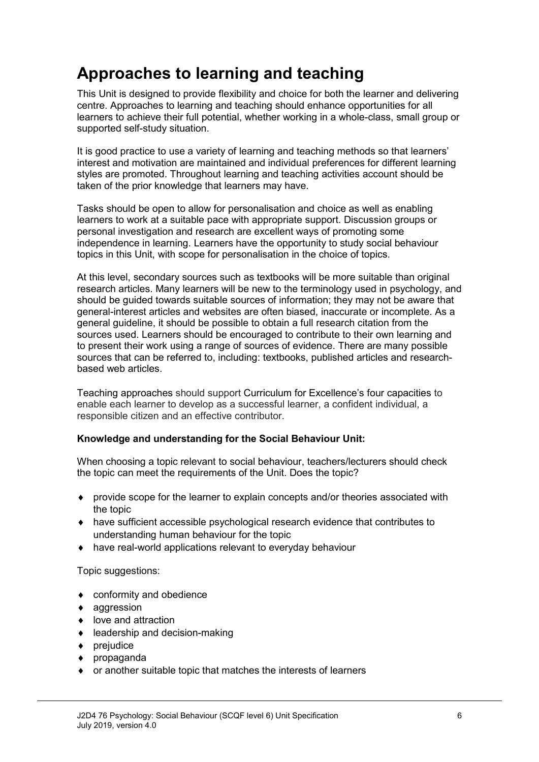# Approaches to learning and teaching

This Unit is designed to provide flexibility and choice for both the learner and delivering centre. Approaches to learning and teaching should enhance opportunities for all learners to achieve their full potential, whether working in a whole-class, small group or supported self-study situation.

It is good practice to use a variety of learning and teaching methods so that learners' interest and motivation are maintained and individual preferences for different learning styles are promoted. Throughout learning and teaching activities account should be taken of the prior knowledge that learners may have.

Tasks should be open to allow for personalisation and choice as well as enabling learners to work at a suitable pace with appropriate support. Discussion groups or personal investigation and research are excellent ways of promoting some independence in learning. Learners have the opportunity to study social behaviour topics in this Unit, with scope for personalisation in the choice of topics.

At this level, secondary sources such as textbooks will be more suitable than original research articles. Many learners will be new to the terminology used in psychology, and should be guided towards suitable sources of information; they may not be aware that general-interest articles and websites are often biased, inaccurate or incomplete. As a general guideline, it should be possible to obtain a full research citation from the sources used. Learners should be encouraged to contribute to their own learning and to present their work using a range of sources of evidence. There are many possible sources that can be referred to, including: textbooks, published articles and research-based web articles.

Teaching approaches should support Curriculum for Excellence's four capacities to enable each learner to develop as a successful learner, a confident individual, a responsible citizen and an effective contributor.

**Knowledge and understanding for the Social Behaviour Unit:**

When choosing a topic relevant to social behaviour, teachers/lecturers should check the topic can meet the requirements of the Unit. Does the topic?

- provide scope for the learner to explain concepts and/or theories associated with the topic
- have sufficient accessible psychological research evidence that contributes to understanding human behaviour for the topic
- have real-world applications relevant to everyday behaviour

Topic suggestions:

- conformity and obedience
- aggression
- love and attraction
- leadership and decision-making
- prejudice
- propaganda
- or another suitable topic that matches the interests of learners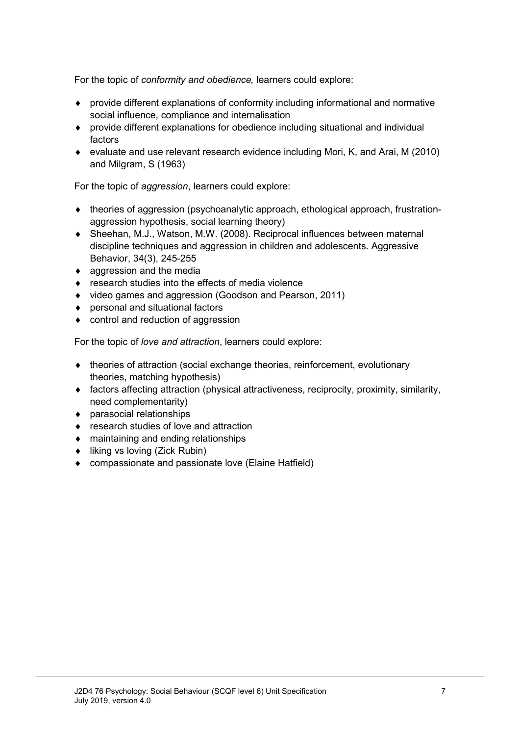For the topic of *conformity and obedience,* learners could explore:

- provide different explanations of conformity including informational and normative social influence, compliance and internalisation
- provide different explanations for obedience including situational and individual factors
- evaluate and use relevant research evidence including Mori, K, and Arai, M (2010) and Milgram, S (1963)

For the topic of *aggression*, learners could explore:

- theories of aggression (psychoanalytic approach, ethological approach, frustration-aggression hypothesis, social learning theory)
- Sheehan, M.J., Watson, M.W. (2008). Reciprocal influences between maternal discipline techniques and aggression in children and adolescents. Aggressive Behavior, 34(3), 245-255
- aggression and the media
- research studies into the effects of media violence
- video games and aggression (Goodson and Pearson, 2011)
- personal and situational factors
- control and reduction of aggression

For the topic of *love and attraction*, learners could explore:

- theories of attraction (social exchange theories, reinforcement, evolutionary theories, matching hypothesis)
- factors affecting attraction (physical attractiveness, reciprocity, proximity, similarity, need complementarity)
- parasocial relationships
- research studies of love and attraction
- maintaining and ending relationships
- liking vs loving (Zick Rubin)
- compassionate and passionate love (Elaine Hatfield)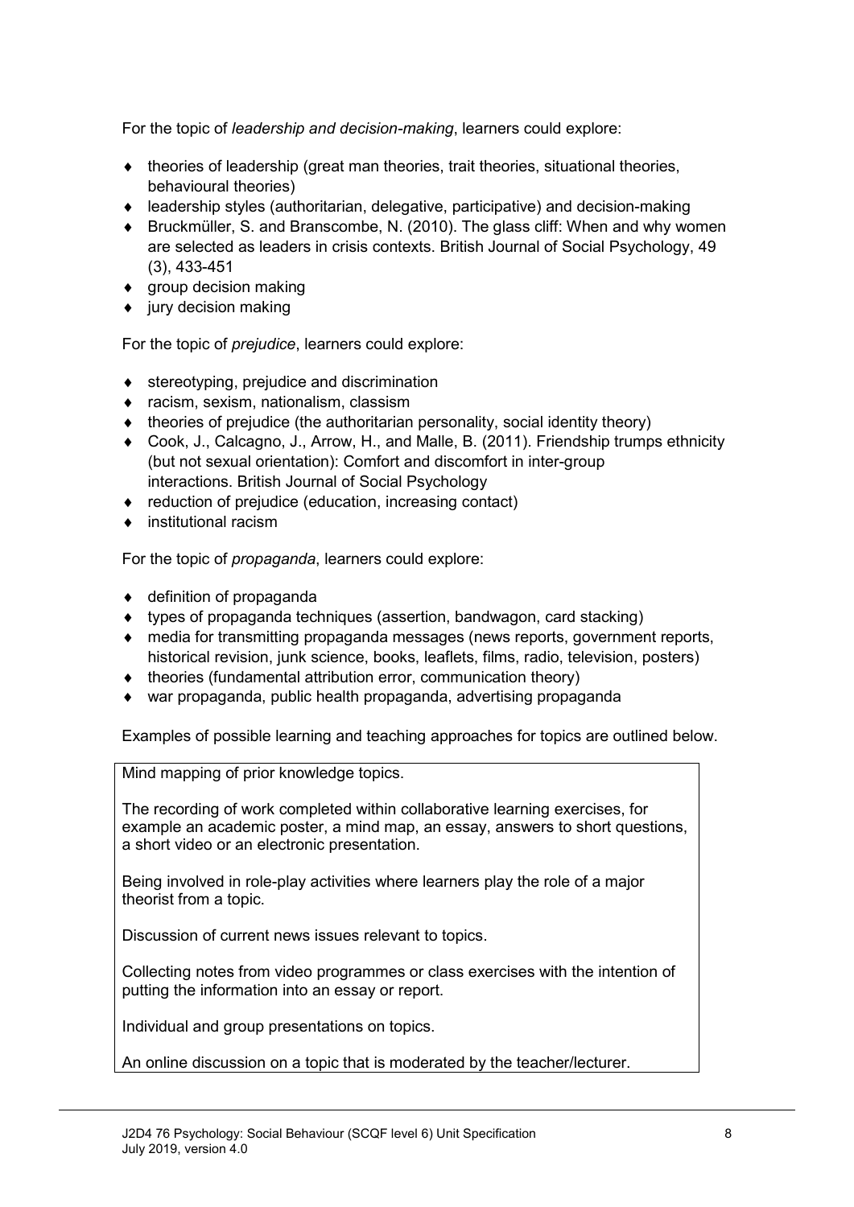For the topic of *leadership and decision-making*, learners could explore:

- theories of leadership (great man theories, trait theories, situational theories, behavioural theories)
- leadership styles (authoritarian, delegative, participative) and decision-making
- Bruckmüller, S. and Branscombe, N. (2010). The glass cliff: When and why women are selected as leaders in crisis contexts. British Journal of Social Psychology, 49 (3), 433-451
- group decision making
- jury decision making

For the topic of *prejudice*, learners could explore:

- stereotyping, prejudice and discrimination
- racism, sexism, nationalism, classism
- theories of prejudice (the authoritarian personality, social identity theory)
- Cook, J., Calcagno, J., Arrow, H., and Malle, B. (2011). Friendship trumps ethnicity (but not sexual orientation): Comfort and discomfort in inter-group interactions. British Journal of Social Psychology
- reduction of prejudice (education, increasing contact)
- institutional racism

For the topic of *propaganda*, learners could explore:

- definition of propaganda
- types of propaganda techniques (assertion, bandwagon, card stacking)
- media for transmitting propaganda messages (news reports, government reports, historical revision, junk science, books, leaflets, films, radio, television, posters)
- theories (fundamental attribution error, communication theory)
- war propaganda, public health propaganda, advertising propaganda

Examples of possible learning and teaching approaches for topics are outlined below.

Mind mapping of prior knowledge topics.

The recording of work completed within collaborative learning exercises, for example an academic poster, a mind map, an essay, answers to short questions, a short video or an electronic presentation.

Being involved in role-play activities where learners play the role of a major theorist from a topic.

Discussion of current news issues relevant to topics.

Collecting notes from video programmes or class exercises with the intention of putting the information into an essay or report.

Individual and group presentations on topics.

An online discussion on a topic that is moderated by the teacher/lecturer.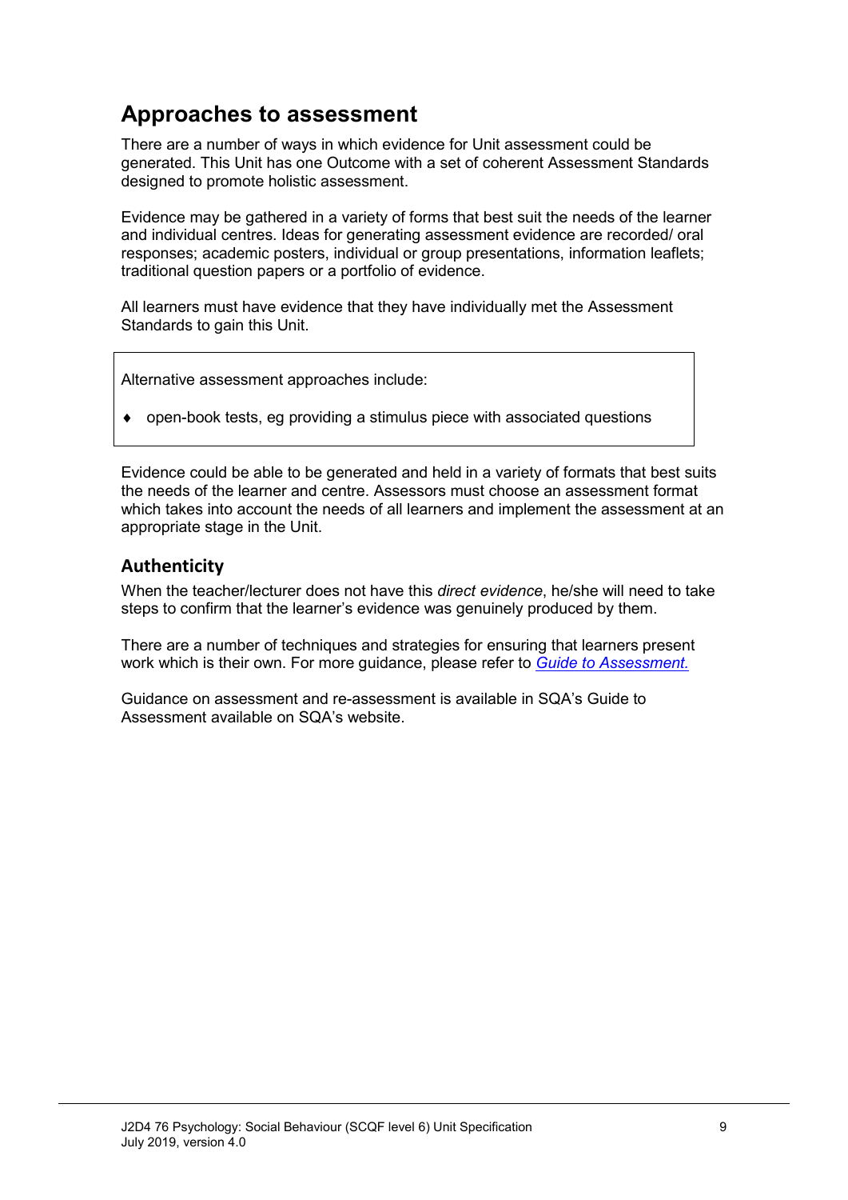## Approaches to assessment

There are a number of ways in which evidence for Unit assessment could be generated. This Unit has one Outcome with a set of coherent Assessment Standards designed to promote holistic assessment.

Evidence may be gathered in a variety of forms that best suit the needs of the learner and individual centres. Ideas for generating assessment evidence are recorded/ oral responses; academic posters, individual or group presentations, information leaflets; traditional question papers or a portfolio of evidence.

All learners must have evidence that they have individually met the Assessment Standards to gain this Unit.

Alternative assessment approaches include:

- open-book tests, eg providing a stimulus piece with associated questions

Evidence could be able to be generated and held in a variety of formats that best suits the needs of the learner and centre. Assessors must choose an assessment format which takes into account the needs of all learners and implement the assessment at an appropriate stage in the Unit.

### Authenticity

When the teacher/lecturer does not have this *direct evidence*, he/she will need to take steps to confirm that the learner's evidence was genuinely produced by them.

There are a number of techniques and strategies for ensuring that learners present work which is their own. For more guidance, please refer to *Guide to Assessment.*

Guidance on assessment and re-assessment is available in SQA's Guide to Assessment available on SQA's website.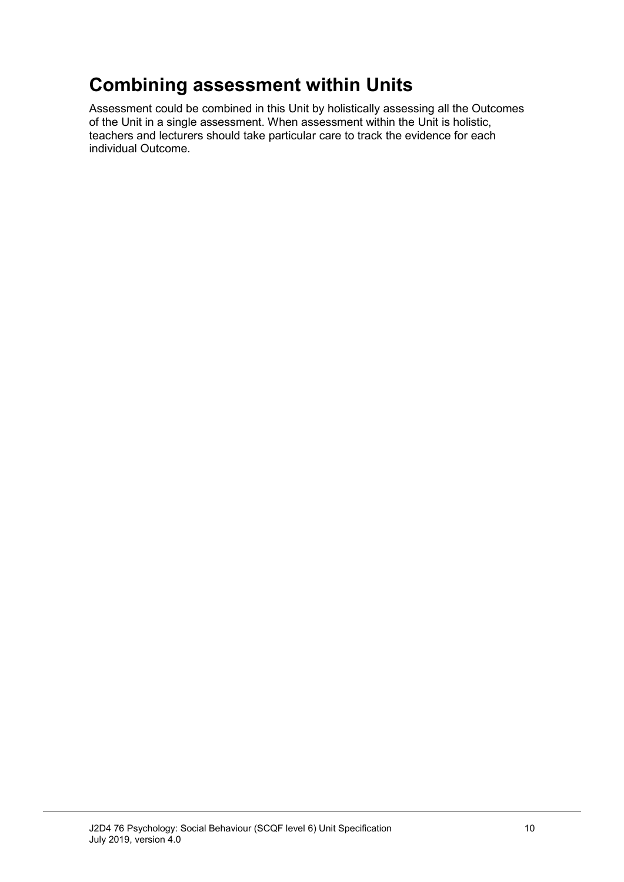## Combining assessment within Units

Assessment could be combined in this Unit by holistically assessing all the Outcomes of the Unit in a single assessment. When assessment within the Unit is holistic, teachers and lecturers should take particular care to track the evidence for each individual Outcome.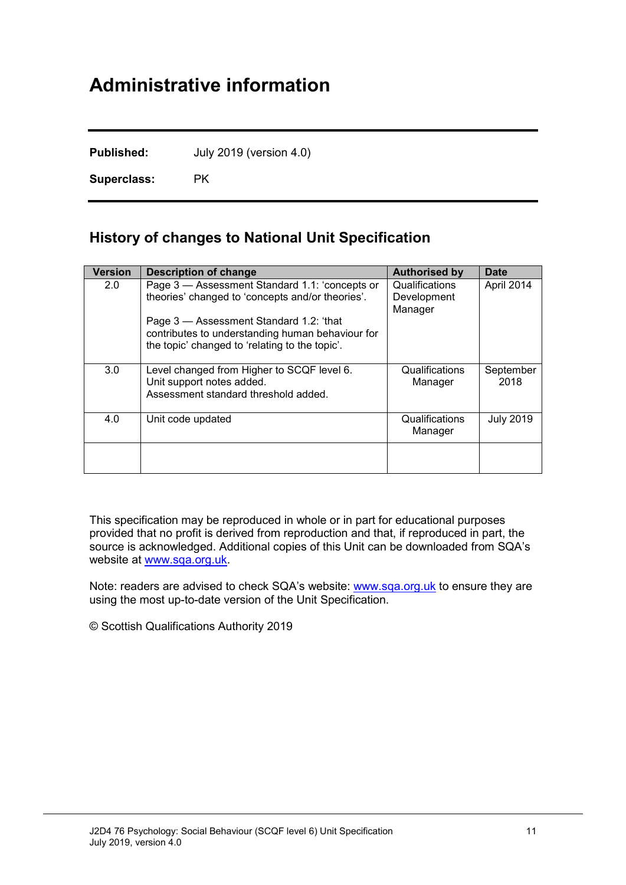# Administrative information

**Published:** July 2019 (version 4.0)

**Superclass:** PK

## History of changes to National Unit Specification

| Version | Description of change | Authorised by | Date |
|---|---|---|---|
| 2.0 | Page 3 — Assessment Standard 1.1: 'concepts or theories' changed to 'concepts and/or theories'.<br><br>Page 3 — Assessment Standard 1.2: 'that contributes to understanding human behaviour for the topic' changed to 'relating to the topic'. | Qualifications Development Manager | April 2014 |
| 3.0 | Level changed from Higher to SCQF level 6.<br>Unit support notes added.<br>Assessment standard threshold added. | Qualifications Manager | September 2018 |
| 4.0 | Unit code updated | Qualifications Manager | July 2019 |
| | | | |

This specification may be reproduced in whole or in part for educational purposes provided that no profit is derived from reproduction and that, if reproduced in part, the source is acknowledged. Additional copies of this Unit can be downloaded from SQA's website at [www.sqa.org.uk](http://www.sqa.org.uk).

Note: readers are advised to check SQA's website: [www.sqa.org.uk](http://www.sqa.org.uk) to ensure they are using the most up-to-date version of the Unit Specification.

© Scottish Qualifications Authority 2019